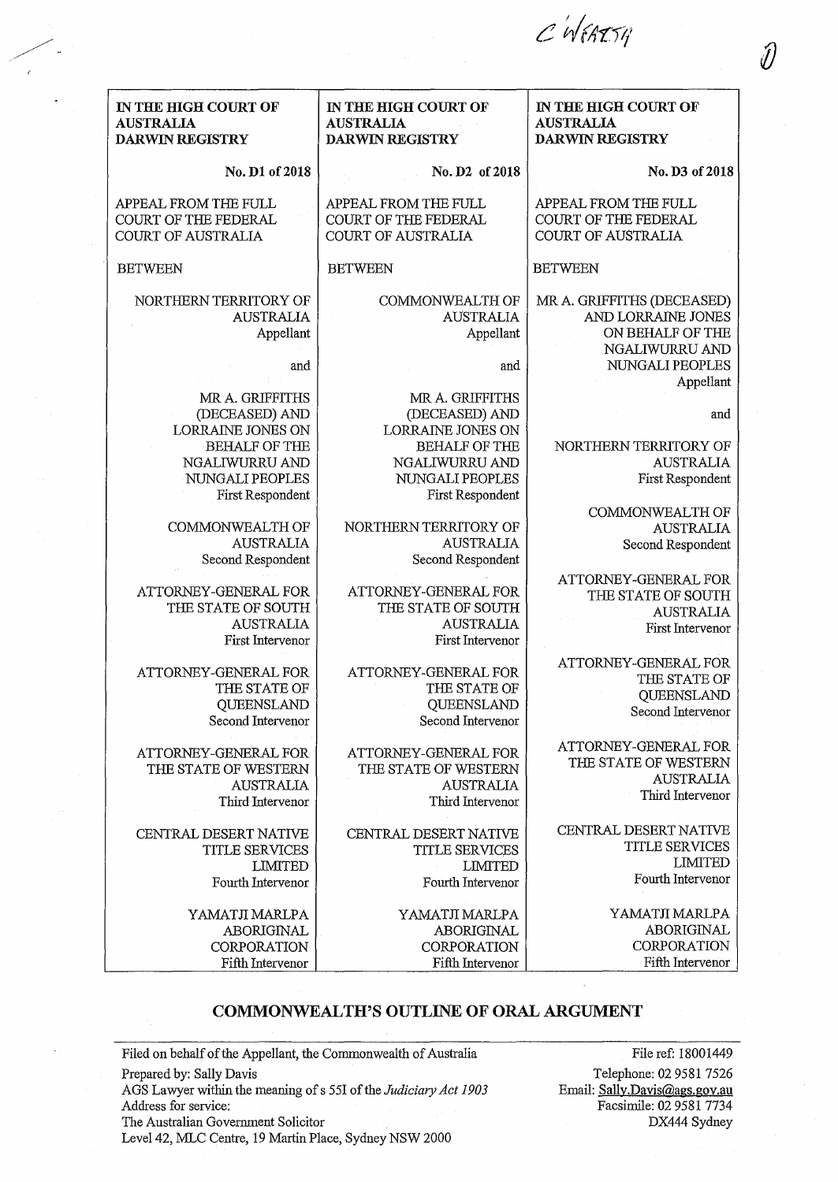C WEATSY

| IN THE HIGH COURT OF AUSTRALIA DARWIN REGISTRY | IN THE HIGH COURT OF AUSTRALIA DARWIN REGISTRY | IN THE HIGH COURT OF AUSTRALIA DARWIN REGISTRY |
|---|---|---|
| No. D1 of 2018 | No. D2 of 2018 | No. D3 of 2018 |
| APPEAL FROM THE FULL COURT OF THE FEDERAL COURT OF AUSTRALIA | APPEAL FROM THE FULL COURT OF THE FEDERAL COURT OF AUSTRALIA | APPEAL FROM THE FULL COURT OF THE FEDERAL COURT OF AUSTRALIA |
| BETWEEN | BETWEEN | BETWEEN |
| NORTHERN TERRITORY OF AUSTRALIA Appellant | COMMONWEALTH OF AUSTRALIA Appellant | MR A. GRIFFITHS (DECEASED) AND LORRAINE JONES ON BEHALF OF THE NGALIWURRU AND NUNGALI PEOPLES Appellant |
| and | and | and |
| MR A. GRIFFITHS (DECEASED) AND LORRAINE JONES ON BEHALF OF THE NGALIWURRU AND NUNGALI PEOPLES First Respondent | MR A. GRIFFITHS (DECEASED) AND LORRAINE JONES ON BEHALF OF THE NGALIWURRU AND NUNGALI PEOPLES First Respondent | NORTHERN TERRITORY OF AUSTRALIA First Respondent |
| COMMONWEALTH OF AUSTRALIA Second Respondent | NORTHERN TERRITORY OF AUSTRALIA Second Respondent | COMMONWEALTH OF AUSTRALIA Second Respondent |
| ATTORNEY-GENERAL FOR THE STATE OF SOUTH AUSTRALIA First Intervenor | ATTORNEY-GENERAL FOR THE STATE OF SOUTH AUSTRALIA First Intervenor | ATTORNEY-GENERAL FOR THE STATE OF SOUTH AUSTRALIA First Intervenor |
| ATTORNEY-GENERAL FOR THE STATE OF QUEENSLAND Second Intervenor | ATTORNEY-GENERAL FOR THE STATE OF QUEENSLAND Second Intervenor | ATTORNEY-GENERAL FOR THE STATE OF QUEENSLAND Second Intervenor |
| ATTORNEY-GENERAL FOR THE STATE OF WESTERN AUSTRALIA Third Intervenor | ATTORNEY-GENERAL FOR THE STATE OF WESTERN AUSTRALIA Third Intervenor | ATTORNEY-GENERAL FOR THE STATE OF WESTERN AUSTRALIA Third Intervenor |
| CENTRAL DESERT NATIVE TITLE SERVICES LIMITED Fourth Intervenor | CENTRAL DESERT NATIVE TITLE SERVICES LIMITED Fourth Intervenor | CENTRAL DESERT NATIVE TITLE SERVICES LIMITED Fourth Intervenor |
| YAMATJI MARLPA ABORIGINAL CORPORATION Fifth Intervenor | YAMATJI MARLPA ABORIGINAL CORPORATION Fifth Intervenor | YAMATJI MARLPA ABORIGINAL CORPORATION Fifth Intervenor |

## COMMONWEALTH'S OUTLINE OF ORAL ARGUMENT

Filed on behalf of the Appellant, the Commonwealth of Australia
Prepared by: Sally Davis
AGS Lawyer within the meaning of s 55I of the *Judiciary Act 1903*
Address for service:
The Australian Government Solicitor
Level 42, MLC Centre, 19 Martin Place, Sydney NSW 2000

File ref: 18001449
Telephone: 02 9581 7526
Email: Sally.Davis@ags.gov.au
Facsimile: 02 9581 7734
DX444 Sydney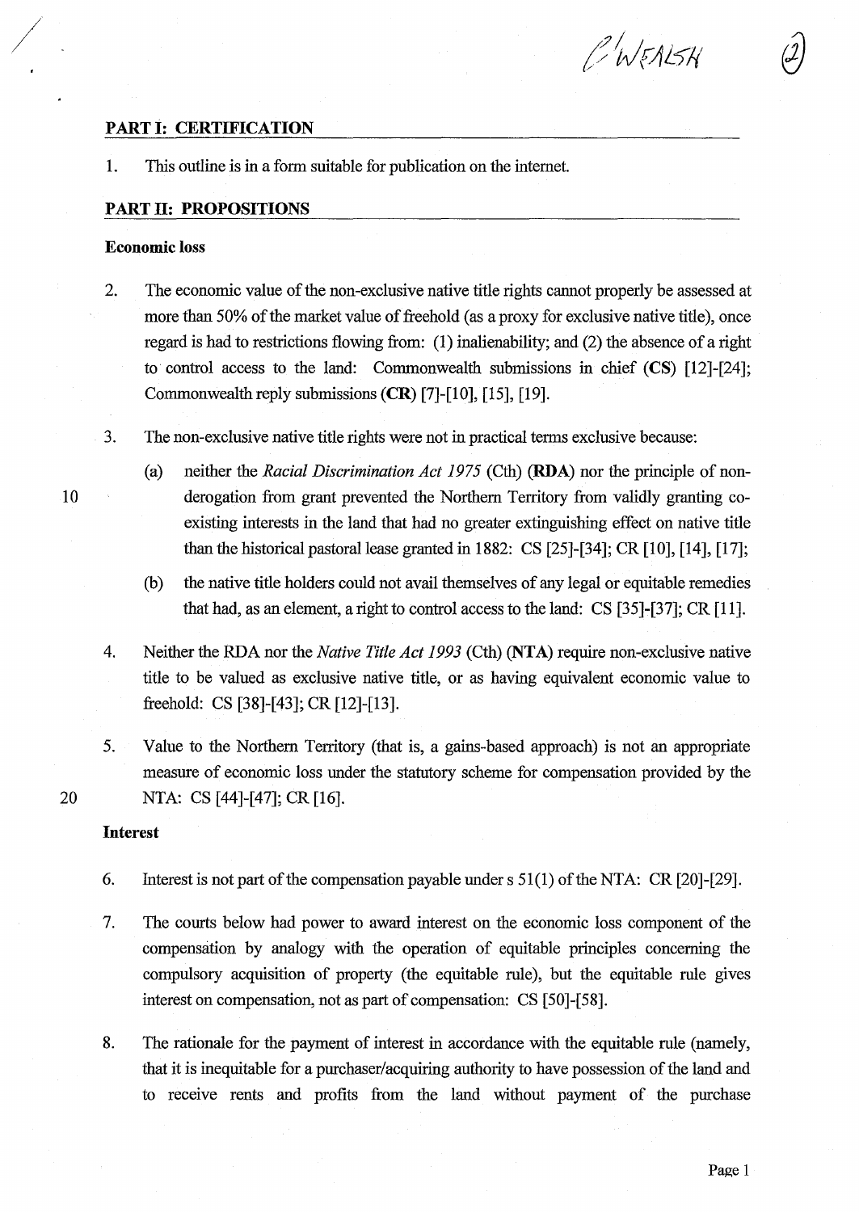## PART I: CERTIFICATION

1. This outline is in a form suitable for publication on the internet.

## PART II: PROPOSITIONS

### Economic loss

2. The economic value of the non-exclusive native title rights cannot properly be assessed at more than 50% of the market value of freehold (as a proxy for exclusive native title), once regard is had to restrictions flowing from: (1) inalienability; and (2) the absence of a right to control access to the land: Commonwealth submissions in chief (**CS**) [12]-[24]; Commonwealth reply submissions (**CR**) [7]-[10], [15], [19].

3. The non-exclusive native title rights were not in practical terms exclusive because:

   (a) neither the *Racial Discrimination Act 1975* (Cth) (**RDA**) nor the principle of non-derogation from grant prevented the Northern Territory from validly granting co-existing interests in the land that had no greater extinguishing effect on native title than the historical pastoral lease granted in 1882: CS [25]-[34]; CR [10], [14], [17];

   (b) the native title holders could not avail themselves of any legal or equitable remedies that had, as an element, a right to control access to the land: CS [35]-[37]; CR [11].

4. Neither the RDA nor the *Native Title Act 1993* (Cth) (**NTA**) require non-exclusive native title to be valued as exclusive native title, or as having equivalent economic value to freehold: CS [38]-[43]; CR [12]-[13].

5. Value to the Northern Territory (that is, a gains-based approach) is not an appropriate measure of economic loss under the statutory scheme for compensation provided by the NTA: CS [44]-[47]; CR [16].

### Interest

6. Interest is not part of the compensation payable under s 51(1) of the NTA: CR [20]-[29].

7. The courts below had power to award interest on the economic loss component of the compensation by analogy with the operation of equitable principles concerning the compulsory acquisition of property (the equitable rule), but the equitable rule gives interest on compensation, not as part of compensation: CS [50]-[58].

8. The rationale for the payment of interest in accordance with the equitable rule (namely, that it is inequitable for a purchaser/acquiring authority to have possession of the land and to receive rents and profits from the land without payment of the purchase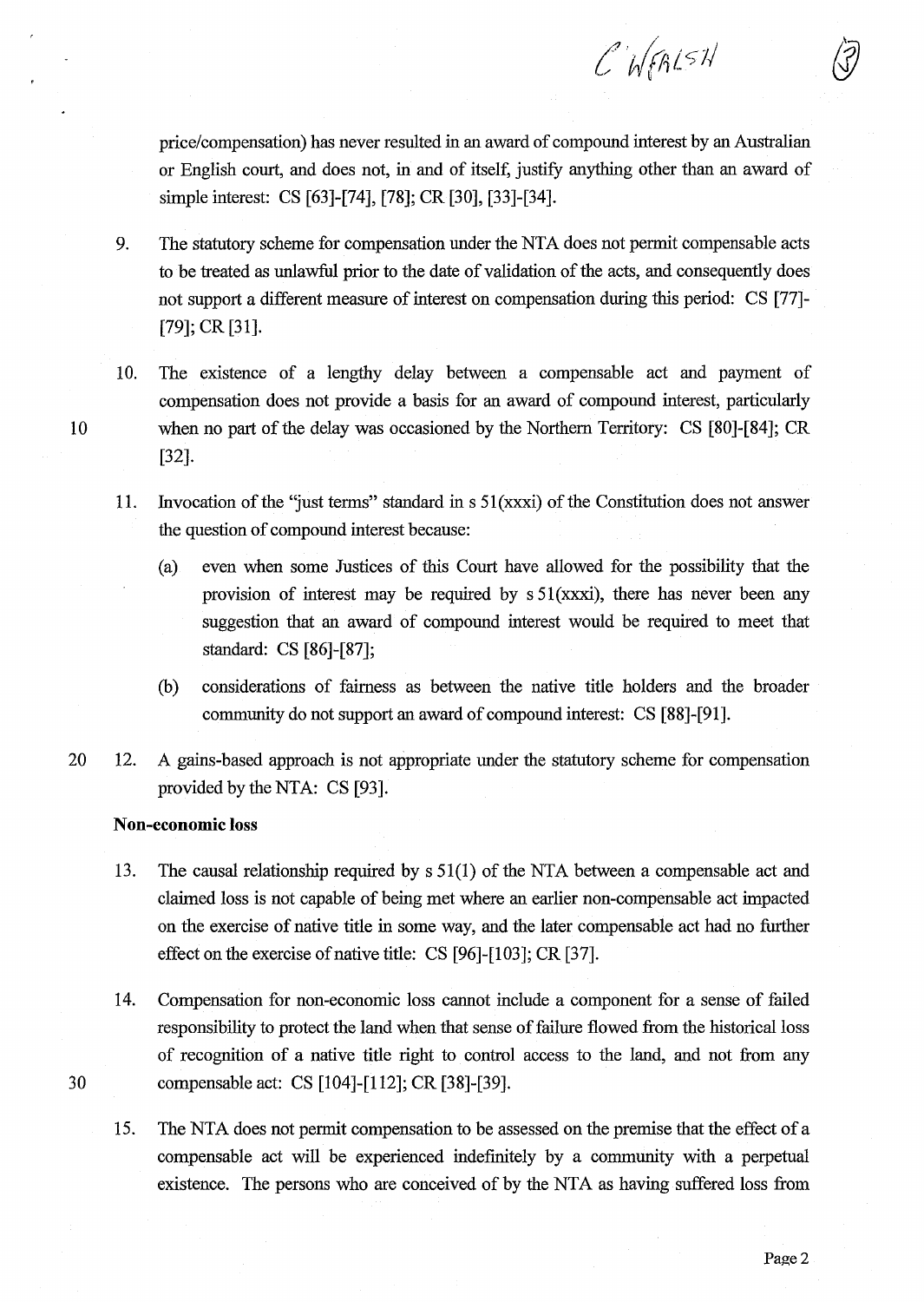price/compensation) has never resulted in an award of compound interest by an Australian or English court, and does not, in and of itself, justify anything other than an award of simple interest: CS [63]-[74], [78]; CR [30], [33]-[34].

9. The statutory scheme for compensation under the NTA does not permit compensable acts to be treated as unlawful prior to the date of validation of the acts, and consequently does not support a different measure of interest on compensation during this period: CS [77]-[79]; CR [31].

10. The existence of a lengthy delay between a compensable act and payment of compensation does not provide a basis for an award of compound interest, particularly when no part of the delay was occasioned by the Northern Territory: CS [80]-[84]; CR [32].

11. Invocation of the "just terms" standard in s 51(xxxi) of the Constitution does not answer the question of compound interest because:

    (a) even when some Justices of this Court have allowed for the possibility that the provision of interest may be required by s 51(xxxi), there has never been any suggestion that an award of compound interest would be required to meet that standard: CS [86]-[87];

    (b) considerations of fairness as between the native title holders and the broader community do not support an award of compound interest: CS [88]-[91].

12. A gains-based approach is not appropriate under the statutory scheme for compensation provided by the NTA: CS [93].

**Non-economic loss**

13. The causal relationship required by s 51(1) of the NTA between a compensable act and claimed loss is not capable of being met where an earlier non-compensable act impacted on the exercise of native title in some way, and the later compensable act had no further effect on the exercise of native title: CS [96]-[103]; CR [37].

14. Compensation for non-economic loss cannot include a component for a sense of failed responsibility to protect the land when that sense of failure flowed from the historical loss of recognition of a native title right to control access to the land, and not from any compensable act: CS [104]-[112]; CR [38]-[39].

15. The NTA does not permit compensation to be assessed on the premise that the effect of a compensable act will be experienced indefinitely by a community with a perpetual existence. The persons who are conceived of by the NTA as having suffered loss from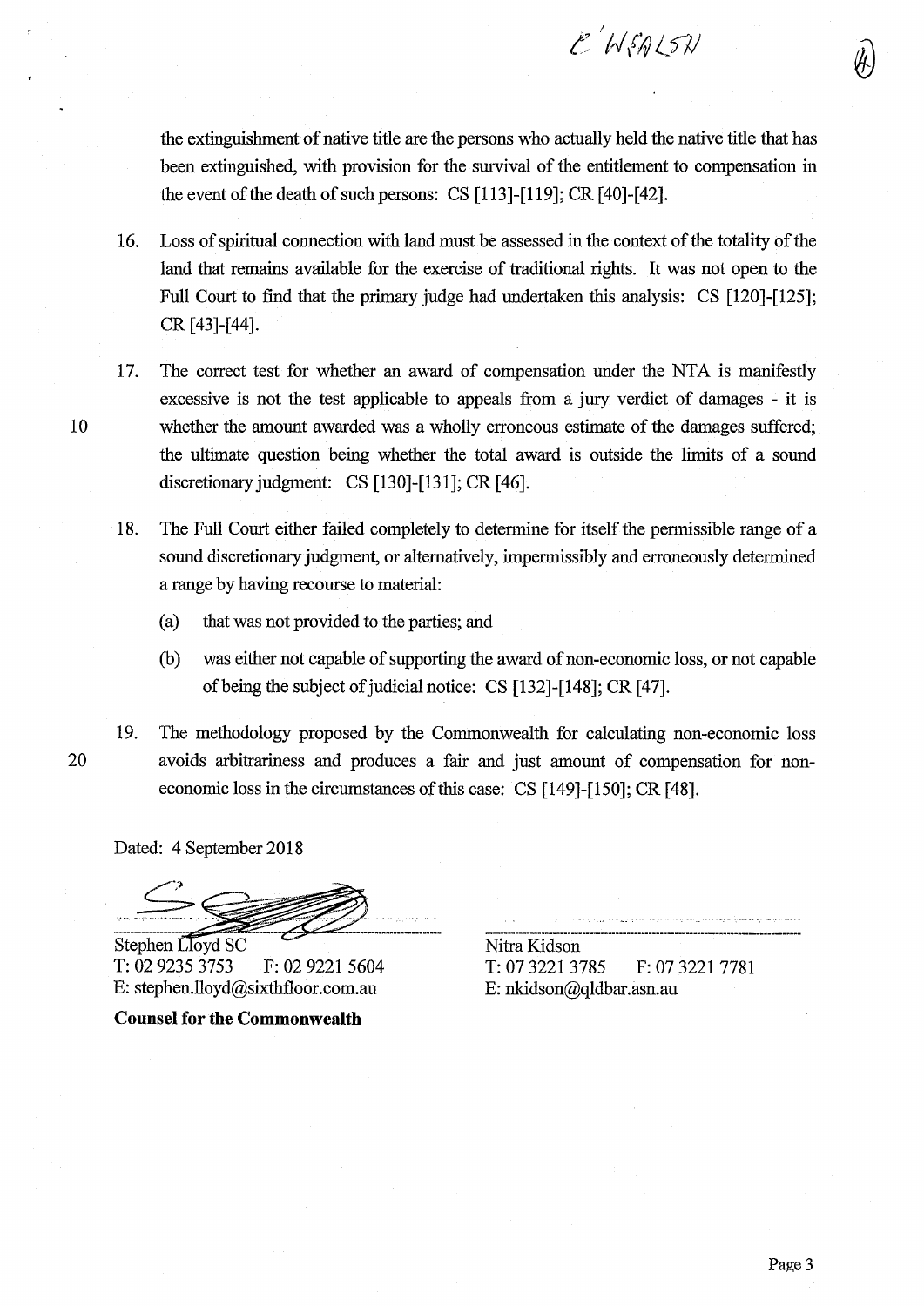the extinguishment of native title are the persons who actually held the native title that has been extinguished, with provision for the survival of the entitlement to compensation in the event of the death of such persons: CS [113]-[119]; CR [40]-[42].

16. Loss of spiritual connection with land must be assessed in the context of the totality of the land that remains available for the exercise of traditional rights. It was not open to the Full Court to find that the primary judge had undertaken this analysis: CS [120]-[125]; CR [43]-[44].

17. The correct test for whether an award of compensation under the NTA is manifestly excessive is not the test applicable to appeals from a jury verdict of damages - it is whether the amount awarded was a wholly erroneous estimate of the damages suffered; the ultimate question being whether the total award is outside the limits of a sound discretionary judgment: CS [130]-[131]; CR [46].

18. The Full Court either failed completely to determine for itself the permissible range of a sound discretionary judgment, or alternatively, impermissibly and erroneously determined a range by having recourse to material:

    (a) that was not provided to the parties; and

    (b) was either not capable of supporting the award of non-economic loss, or not capable of being the subject of judicial notice: CS [132]-[148]; CR [47].

19. The methodology proposed by the Commonwealth for calculating non-economic loss avoids arbitrariness and produces a fair and just amount of compensation for non-economic loss in the circumstances of this case: CS [149]-[150]; CR [48].

Dated: 4 September 2018

Stephen Lloyd SC
T: 02 9235 3753  F: 02 9221 5604
E: stephen.lloyd@sixthfloor.com.au

**Counsel for the Commonwealth**

Nitra Kidson
T: 07 3221 3785  F: 07 3221 7781
E: nkidson@qldbar.asn.au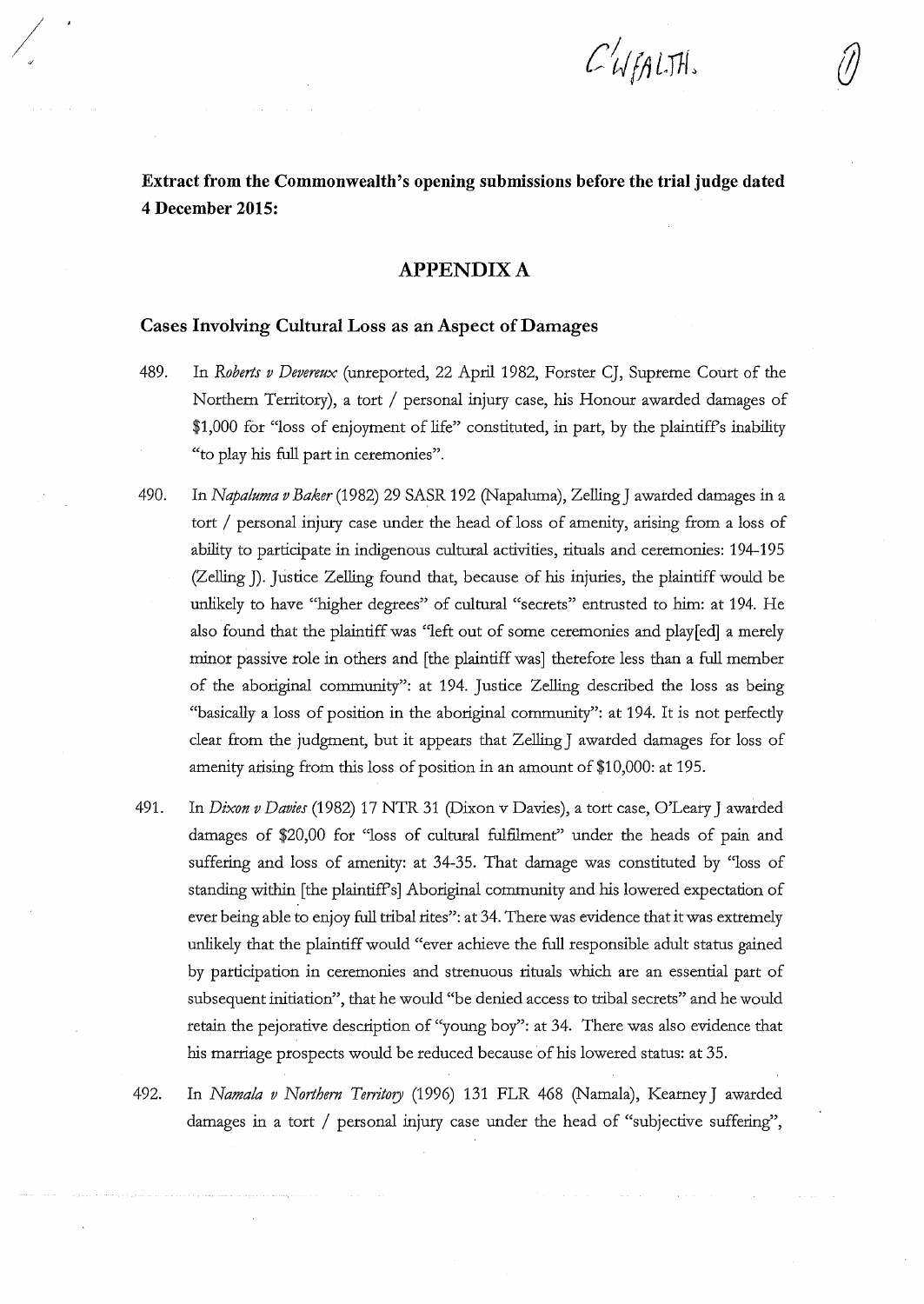**Extract from the Commonwealth's opening submissions before the trial judge dated 4 December 2015:**

## APPENDIX A

### Cases Involving Cultural Loss as an Aspect of Damages

489. In *Roberts v Devereux* (unreported, 22 April 1982, Forster CJ, Supreme Court of the Northern Territory), a tort / personal injury case, his Honour awarded damages of $1,000 for "loss of enjoyment of life" constituted, in part, by the plaintiff's inability "to play his full part in ceremonies".

490. In *Napaluma v Baker* (1982) 29 SASR 192 (Napaluma), Zelling J awarded damages in a tort / personal injury case under the head of loss of amenity, arising from a loss of ability to participate in indigenous cultural activities, rituals and ceremonies: 194-195 (Zelling J). Justice Zelling found that, because of his injuries, the plaintiff would be unlikely to have "higher degrees" of cultural "secrets" entrusted to him: at 194. He also found that the plaintiff was "left out of some ceremonies and play[ed] a merely minor passive role in others and [the plaintiff was] therefore less than a full member of the aboriginal community": at 194. Justice Zelling described the loss as being "basically a loss of position in the aboriginal community": at 194. It is not perfectly clear from the judgment, but it appears that Zelling J awarded damages for loss of amenity arising from this loss of position in an amount of $10,000: at 195.

491. In *Dixon v Davies* (1982) 17 NTR 31 (Dixon v Davies), a tort case, O'Leary J awarded damages of $20,00 for "loss of cultural fulfilment" under the heads of pain and suffering and loss of amenity: at 34-35. That damage was constituted by "loss of standing within [the plaintiff's] Aboriginal community and his lowered expectation of ever being able to enjoy full tribal rites": at 34. There was evidence that it was extremely unlikely that the plaintiff would "ever achieve the full responsible adult status gained by participation in ceremonies and strenuous rituals which are an essential part of subsequent initiation", that he would "be denied access to tribal secrets" and he would retain the pejorative description of "young boy": at 34. There was also evidence that his marriage prospects would be reduced because of his lowered status: at 35.

492. In *Namala v Northern Territory* (1996) 131 FLR 468 (Namala), Kearney J awarded damages in a tort / personal injury case under the head of "subjective suffering",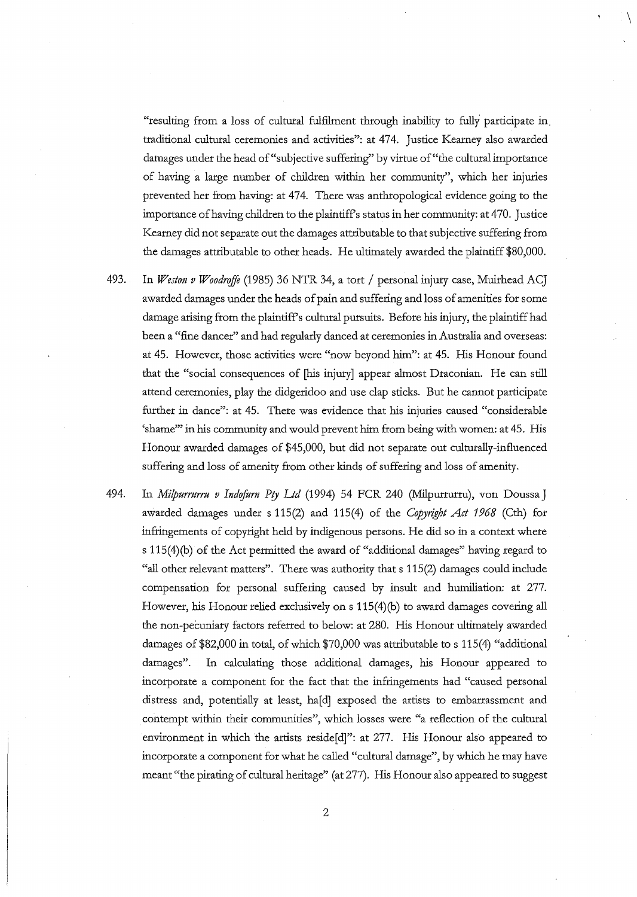"resulting from a loss of cultural fulfilment through inability to fully participate in traditional cultural ceremonies and activities": at 474. Justice Kearney also awarded damages under the head of "subjective suffering" by virtue of "the cultural importance of having a large number of children within her community", which her injuries prevented her from having: at 474. There was anthropological evidence going to the importance of having children to the plaintiff's status in her community: at 470. Justice Kearney did not separate out the damages attributable to that subjective suffering from the damages attributable to other heads. He ultimately awarded the plaintiff $80,000.

493. In *Weston v Woodroffe* (1985) 36 NTR 34, a tort / personal injury case, Muirhead ACJ awarded damages under the heads of pain and suffering and loss of amenities for some damage arising from the plaintiff's cultural pursuits. Before his injury, the plaintiff had been a "fine dancer" and had regularly danced at ceremonies in Australia and overseas: at 45. However, those activities were "now beyond him": at 45. His Honour found that the "social consequences of [his injury] appear almost Draconian. He can still attend ceremonies, play the didgeridoo and use clap sticks. But he cannot participate further in dance": at 45. There was evidence that his injuries caused "considerable 'shame'" in his community and would prevent him from being with women: at 45. His Honour awarded damages of $45,000, but did not separate out culturally-influenced suffering and loss of amenity from other kinds of suffering and loss of amenity.

494. In *Milpurrurru v Indofurn Pty Ltd* (1994) 54 FCR 240 (Milpurrurru), von Doussa J awarded damages under s 115(2) and 115(4) of the *Copyright Act 1968* (Cth) for infringements of copyright held by indigenous persons. He did so in a context where s 115(4)(b) of the Act permitted the award of "additional damages" having regard to "all other relevant matters". There was authority that s 115(2) damages could include compensation for personal suffering caused by insult and humiliation: at 277. However, his Honour relied exclusively on s 115(4)(b) to award damages covering all the non-pecuniary factors referred to below: at 280. His Honour ultimately awarded damages of $82,000 in total, of which $70,000 was attributable to s 115(4) "additional damages". In calculating those additional damages, his Honour appeared to incorporate a component for the fact that the infringements had "caused personal distress and, potentially at least, ha[d] exposed the artists to embarrassment and contempt within their communities", which losses were "a reflection of the cultural environment in which the artists reside[d]": at 277. His Honour also appeared to incorporate a component for what he called "cultural damage", by which he may have meant "the pirating of cultural heritage" (at 277). His Honour also appeared to suggest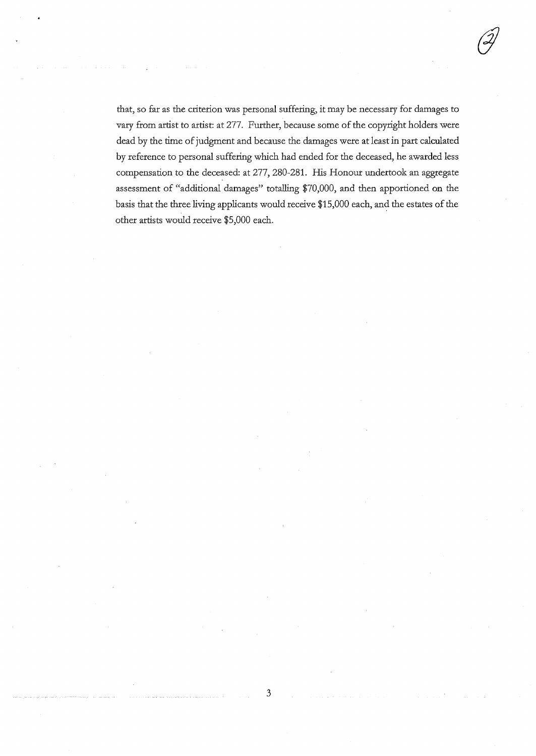that, so far as the criterion was personal suffering, it may be necessary for damages to vary from artist to artist: at 277. Further, because some of the copyright holders were dead by the time of judgment and because the damages were at least in part calculated by reference to personal suffering which had ended for the deceased, he awarded less compensation to the deceased: at 277, 280-281. His Honour undertook an aggregate assessment of "additional damages" totalling $70,000, and then apportioned on the basis that the three living applicants would receive $15,000 each, and the estates of the other artists would receive $5,000 each.